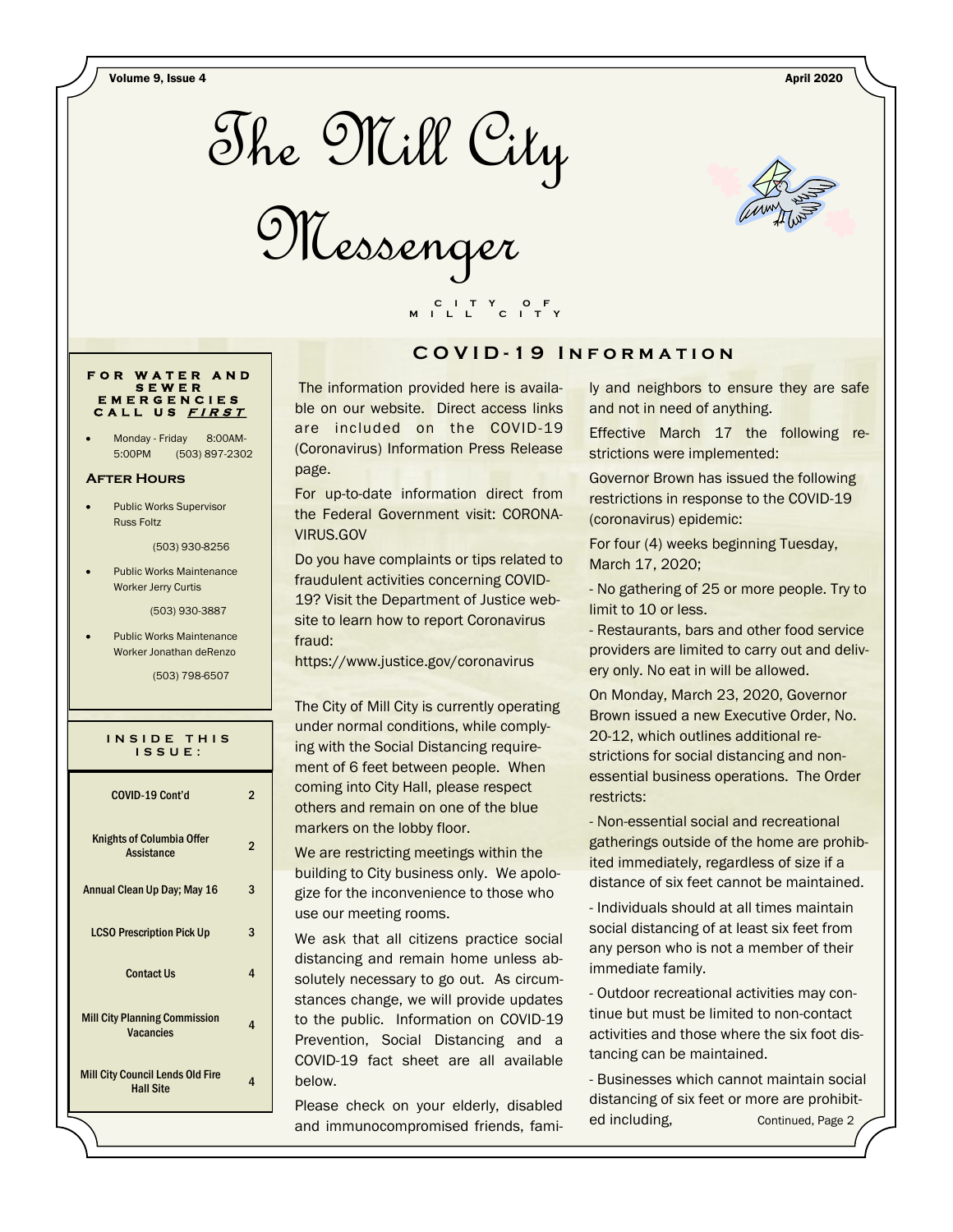# The Mill City Messenger

CITY OF MILL CITY

## COVID-19 Information

The information provided here is available on our website. Direct access links are included on the COVID-19 (Coronavirus) Information Press Release page.

For up-to-date information direct from the Federal Government visit: CORONAVIRUS.GOV

Do you have complaints or tips related to fraudulent activities concerning COVID-19? Visit the Department of Justice website to learn how to report Coronavirus fraud:
https://www.justice.gov/coronavirus

The City of Mill City is currently operating under normal conditions, while complying with the Social Distancing requirement of 6 feet between people. When coming into City Hall, please respect others and remain on one of the blue markers on the lobby floor.

We are restricting meetings within the building to City business only. We apologize for the inconvenience to those who use our meeting rooms.

We ask that all citizens practice social distancing and remain home unless absolutely necessary to go out. As circumstances change, we will provide updates to the public. Information on COVID-19 Prevention, Social Distancing and a COVID-19 fact sheet are all available below.

Please check on your elderly, disabled and immunocompromised friends, family and neighbors to ensure they are safe and not in need of anything.

Effective March 17 the following restrictions were implemented:

Governor Brown has issued the following restrictions in response to the COVID-19 (coronavirus) epidemic:

For four (4) weeks beginning Tuesday, March 17, 2020;

- No gathering of 25 or more people. Try to limit to 10 or less.
- Restaurants, bars and other food service providers are limited to carry out and delivery only. No eat in will be allowed.

On Monday, March 23, 2020, Governor Brown issued a new Executive Order, No. 20-12, which outlines additional restrictions for social distancing and non-essential business operations. The Order restricts:

- Non-essential social and recreational gatherings outside of the home are prohibited immediately, regardless of size if a distance of six feet cannot be maintained.
- Individuals should at all times maintain social distancing of at least six feet from any person who is not a member of their immediate family.
- Outdoor recreational activities may continue but must be limited to non-contact activities and those where the six foot distancing can be maintained.
- Businesses which cannot maintain social distancing of six feet or more are prohibited including,

Continued, Page 2

### For Water and Sewer Emergencies Call Us *First*

- Monday - Friday 8:00AM-5:00PM (503) 897-2302

### After Hours

- Public Works Supervisor Russ Foltz (503) 930-8256
- Public Works Maintenance Worker Jerry Curtis (503) 930-3887
- Public Works Maintenance Worker Jonathan deRenzo (503) 798-6507

### Inside This Issue:

| | |
|---|---|
| COVID-19 Cont'd | 2 |
| Knights of Columbia Offer Assistance | 2 |
| Annual Clean Up Day; May 16 | 3 |
| LCSO Prescription Pick Up | 3 |
| Contact Us | 4 |
| Mill City Planning Commission Vacancies | 4 |
| Mill City Council Lends Old Fire Hall Site | 4 |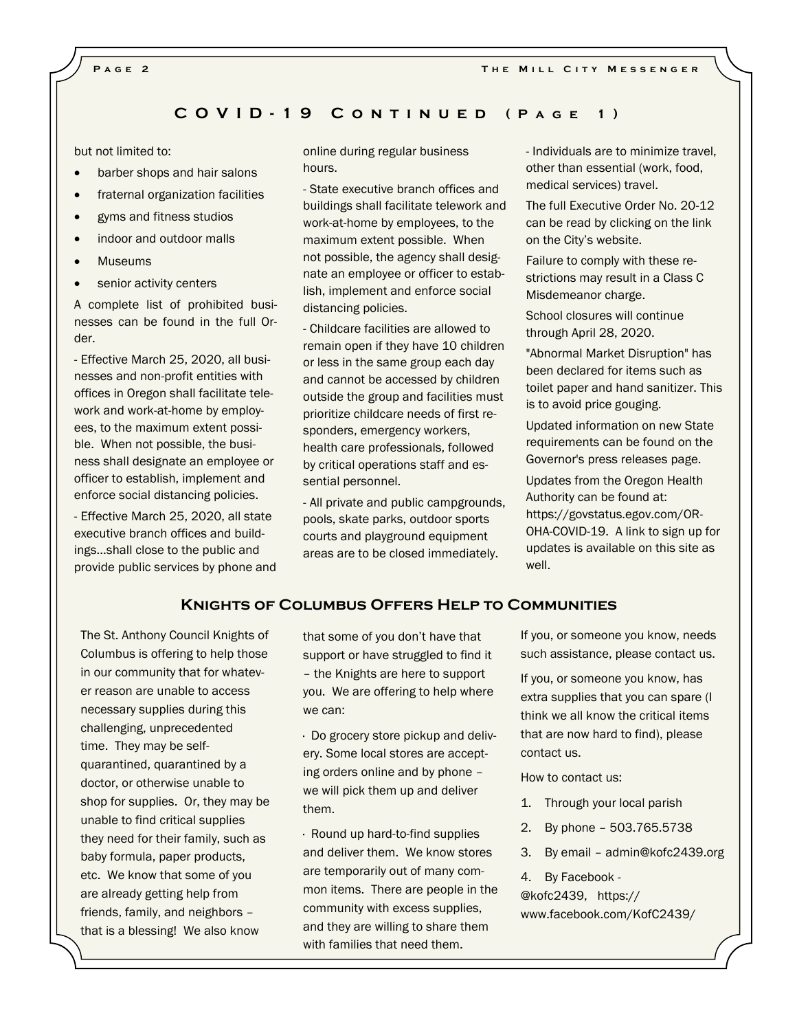## COVID-19 Continued (Page 1)

but not limited to:

- barber shops and hair salons
- fraternal organization facilities
- gyms and fitness studios
- indoor and outdoor malls
- Museums
- senior activity centers

A complete list of prohibited businesses can be found in the full Order.

- Effective March 25, 2020, all businesses and non-profit entities with offices in Oregon shall facilitate telework and work-at-home by employees, to the maximum extent possible. When not possible, the business shall designate an employee or officer to establish, implement and enforce social distancing policies.

- Effective March 25, 2020, all state executive branch offices and buildings...shall close to the public and provide public services by phone and online during regular business hours.

- State executive branch offices and buildings shall facilitate telework and work-at-home by employees, to the maximum extent possible. When not possible, the agency shall designate an employee or officer to establish, implement and enforce social distancing policies.

- Childcare facilities are allowed to remain open if they have 10 children or less in the same group each day and cannot be accessed by children outside the group and facilities must prioritize childcare needs of first responders, emergency workers, health care professionals, followed by critical operations staff and essential personnel.

- All private and public campgrounds, pools, skate parks, outdoor sports courts and playground equipment areas are to be closed immediately.

- Individuals are to minimize travel, other than essential (work, food, medical services) travel.

The full Executive Order No. 20-12 can be read by clicking on the link on the City's website.

Failure to comply with these restrictions may result in a Class C Misdemeanor charge.

School closures will continue through April 28, 2020.

"Abnormal Market Disruption" has been declared for items such as toilet paper and hand sanitizer. This is to avoid price gouging.

Updated information on new State requirements can be found on the Governor's press releases page.

Updates from the Oregon Health Authority can be found at: https://govstatus.egov.com/OR-OHA-COVID-19. A link to sign up for updates is available on this site as well.

## Knights of Columbus Offers Help to Communities

The St. Anthony Council Knights of Columbus is offering to help those in our community that for whatever reason are unable to access necessary supplies during this challenging, unprecedented time. They may be self-quarantined, quarantined by a doctor, or otherwise unable to shop for supplies. Or, they may be unable to find critical supplies they need for their family, such as baby formula, paper products, etc. We know that some of you are already getting help from friends, family, and neighbors – that is a blessing! We also know that some of you don't have that support or have struggled to find it – the Knights are here to support you. We are offering to help where we can:

· Do grocery store pickup and delivery. Some local stores are accepting orders online and by phone – we will pick them up and deliver them.

· Round up hard-to-find supplies and deliver them. We know stores are temporarily out of many common items. There are people in the community with excess supplies, and they are willing to share them with families that need them.

If you, or someone you know, needs such assistance, please contact us.

If you, or someone you know, has extra supplies that you can spare (I think we all know the critical items that are now hard to find), please contact us.

How to contact us:

1. Through your local parish
2. By phone – 503.765.5738
3. By email – admin@kofc2439.org
4. By Facebook - @kofc2439, https://www.facebook.com/KofC2439/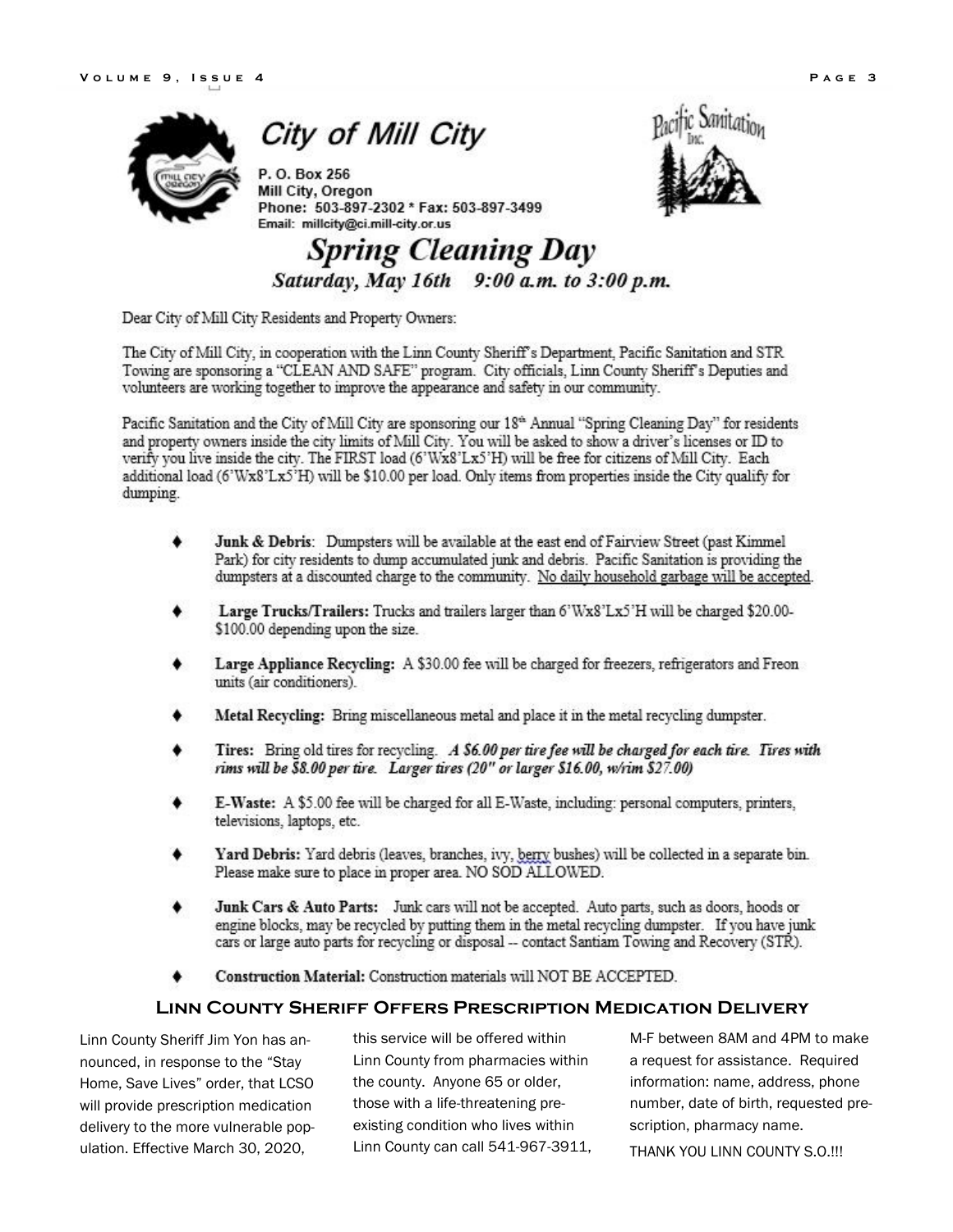# City of Mill City

P. O. Box 256
Mill City, Oregon
Phone: 503-897-2302 * Fax: 503-897-3499
Email: millcity@ci.mill-city.or.us

## *Spring Cleaning Day*

***Saturday, May 16th 9:00 a.m. to 3:00 p.m.***

Dear City of Mill City Residents and Property Owners:

The City of Mill City, in cooperation with the Linn County Sheriff's Department, Pacific Sanitation and STR Towing are sponsoring a "CLEAN AND SAFE" program. City officials, Linn County Sheriff's Deputies and volunteers are working together to improve the appearance and safety in our community.

Pacific Sanitation and the City of Mill City are sponsoring our 18th Annual "Spring Cleaning Day" for residents and property owners inside the city limits of Mill City. You will be asked to show a driver's licenses or ID to verify you live inside the city. The FIRST load (6'Wx8'Lx5'H) will be free for citizens of Mill City. Each additional load (6'Wx8'Lx5'H) will be $10.00 per load. Only items from properties inside the City qualify for dumping.

- **Junk & Debris**: Dumpsters will be available at the east end of Fairview Street (past Kimmel Park) for city residents to dump accumulated junk and debris. Pacific Sanitation is providing the dumpsters at a discounted charge to the community. No daily household garbage will be accepted.
- **Large Trucks/Trailers:** Trucks and trailers larger than 6'Wx8'Lx5'H will be charged $20.00-$100.00 depending upon the size.
- **Large Appliance Recycling:** A $30.00 fee will be charged for freezers, refrigerators and Freon units (air conditioners).
- **Metal Recycling:** Bring miscellaneous metal and place it in the metal recycling dumpster.
- **Tires:** Bring old tires for recycling. ***A $6.00 per tire fee will be charged for each tire. Tires with rims will be $8.00 per tire. Larger tires (20" or larger $16.00, w/rim $27.00)***
- **E-Waste:** A $5.00 fee will be charged for all E-Waste, including: personal computers, printers, televisions, laptops, etc.
- **Yard Debris:** Yard debris (leaves, branches, ivy, berry bushes) will be collected in a separate bin. Please make sure to place in proper area. NO SOD ALLOWED.
- **Junk Cars & Auto Parts:** Junk cars will not be accepted. Auto parts, such as doors, hoods or engine blocks, may be recycled by putting them in the metal recycling dumpster. If you have junk cars or large auto parts for recycling or disposal -- contact Santiam Towing and Recovery (STR).
- **Construction Material:** Construction materials will NOT BE ACCEPTED.

## Linn County Sheriff Offers Prescription Medication Delivery

Linn County Sheriff Jim Yon has announced, in response to the "Stay Home, Save Lives" order, that LCSO will provide prescription medication delivery to the more vulnerable population. Effective March 30, 2020, this service will be offered within Linn County from pharmacies within the county. Anyone 65 or older, those with a life-threatening pre-existing condition who lives within Linn County can call 541-967-3911, M-F between 8AM and 4PM to make a request for assistance. Required information: name, address, phone number, date of birth, requested prescription, pharmacy name.

THANK YOU LINN COUNTY S.O.!!!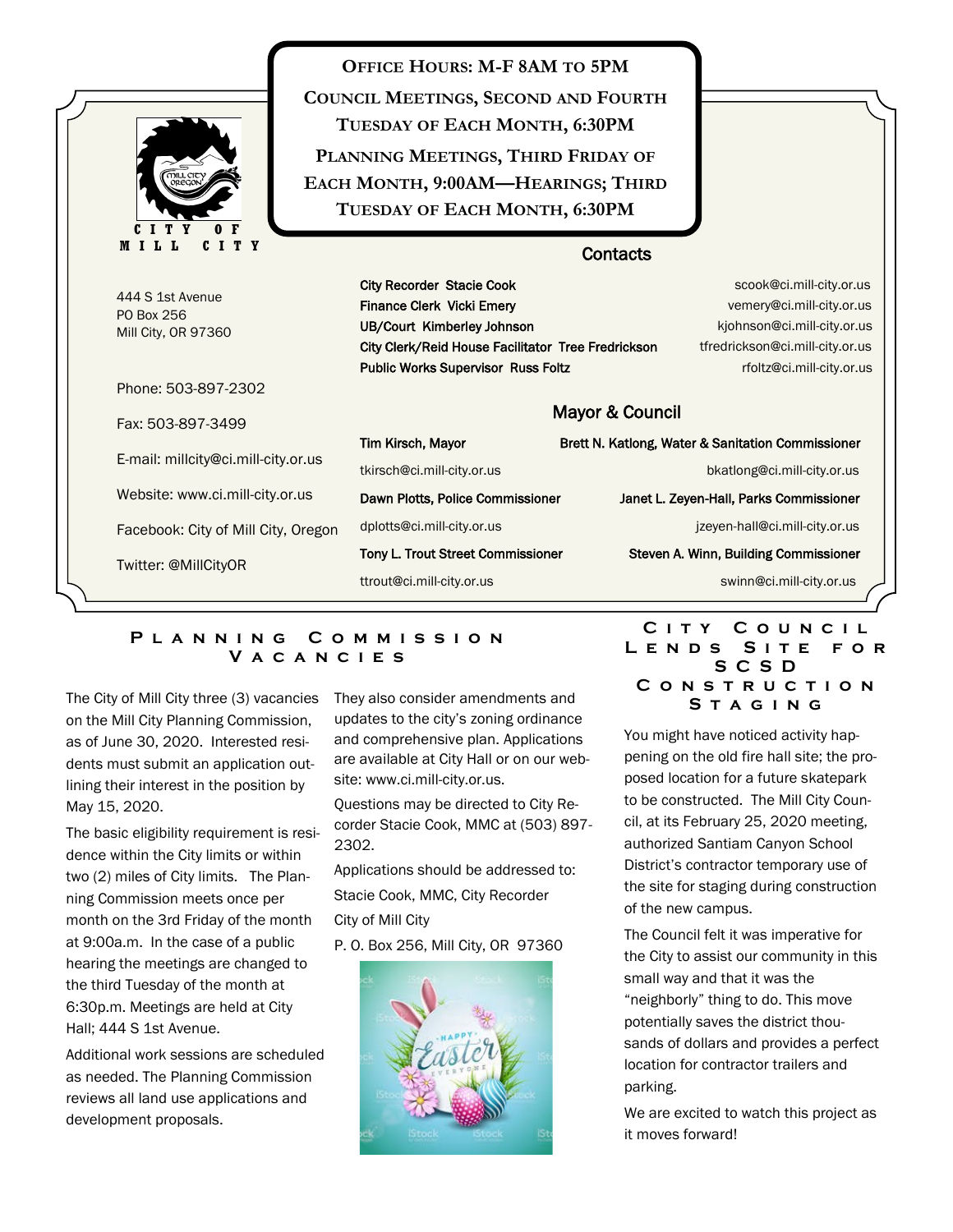**Office Hours: M-F 8AM to 5PM**

**Council Meetings, Second and Fourth Tuesday of Each Month, 6:30PM**

**Planning Meetings, Third Friday of Each Month, 9:00AM—Hearings; Third Tuesday of Each Month, 6:30PM**

CITY OF MILL CITY

444 S 1st Avenue
PO Box 256
Mill City, OR 97360

Phone: 503-897-2302

Fax: 503-897-3499

E-mail: millcity@ci.mill-city.or.us

Website: www.ci.mill-city.or.us

Facebook: City of Mill City, Oregon

Twitter: @MillCityOR

## Contacts

| | |
|---|---|
| **City Recorder Stacie Cook** | scook@ci.mill-city.or.us |
| **Finance Clerk Vicki Emery** | vemery@ci.mill-city.or.us |
| **UB/Court Kimberley Johnson** | kjohnson@ci.mill-city.or.us |
| **City Clerk/Reid House Facilitator Tree Fredrickson** | tfredrickson@ci.mill-city.or.us |
| **Public Works Supervisor Russ Foltz** | rfoltz@ci.mill-city.or.us |

## Mayor & Council

| | |
|---|---|
| **Tim Kirsch, Mayor** | **Brett N. Katlong, Water & Sanitation Commissioner** |
| tkirsch@ci.mill-city.or.us | bkatlong@ci.mill-city.or.us |
| **Dawn Plotts, Police Commissioner** | **Janet L. Zeyen-Hall, Parks Commissioner** |
| dplotts@ci.mill-city.or.us | jzeyen-hall@ci.mill-city.or.us |
| **Tony L. Trout Street Commissioner** | **Steven A. Winn, Building Commissioner** |
| ttrout@ci.mill-city.or.us | swinn@ci.mill-city.or.us |

## Planning Commission Vacancies

The City of Mill City three (3) vacancies on the Mill City Planning Commission, as of June 30, 2020. Interested residents must submit an application outlining their interest in the position by May 15, 2020.

The basic eligibility requirement is residence within the City limits or within two (2) miles of City limits. The Planning Commission meets once per month on the 3rd Friday of the month at 9:00a.m. In the case of a public hearing the meetings are changed to the third Tuesday of the month at 6:30p.m. Meetings are held at City Hall; 444 S 1st Avenue.

Additional work sessions are scheduled as needed. The Planning Commission reviews all land use applications and development proposals. They also consider amendments and updates to the city's zoning ordinance and comprehensive plan. Applications are available at City Hall or on our website: www.ci.mill-city.or.us.

Questions may be directed to City Recorder Stacie Cook, MMC at (503) 897-2302.

Applications should be addressed to:

Stacie Cook, MMC, City Recorder

City of Mill City

P. O. Box 256, Mill City, OR 97360

## City Council Lends Site for SCSD Construction Staging

You might have noticed activity happening on the old fire hall site; the proposed location for a future skatepark to be constructed. The Mill City Council, at its February 25, 2020 meeting, authorized Santiam Canyon School District's contractor temporary use of the site for staging during construction of the new campus.

The Council felt it was imperative for the City to assist our community in this small way and that it was the "neighborly" thing to do. This move potentially saves the district thousands of dollars and provides a perfect location for contractor trailers and parking.

We are excited to watch this project as it moves forward!